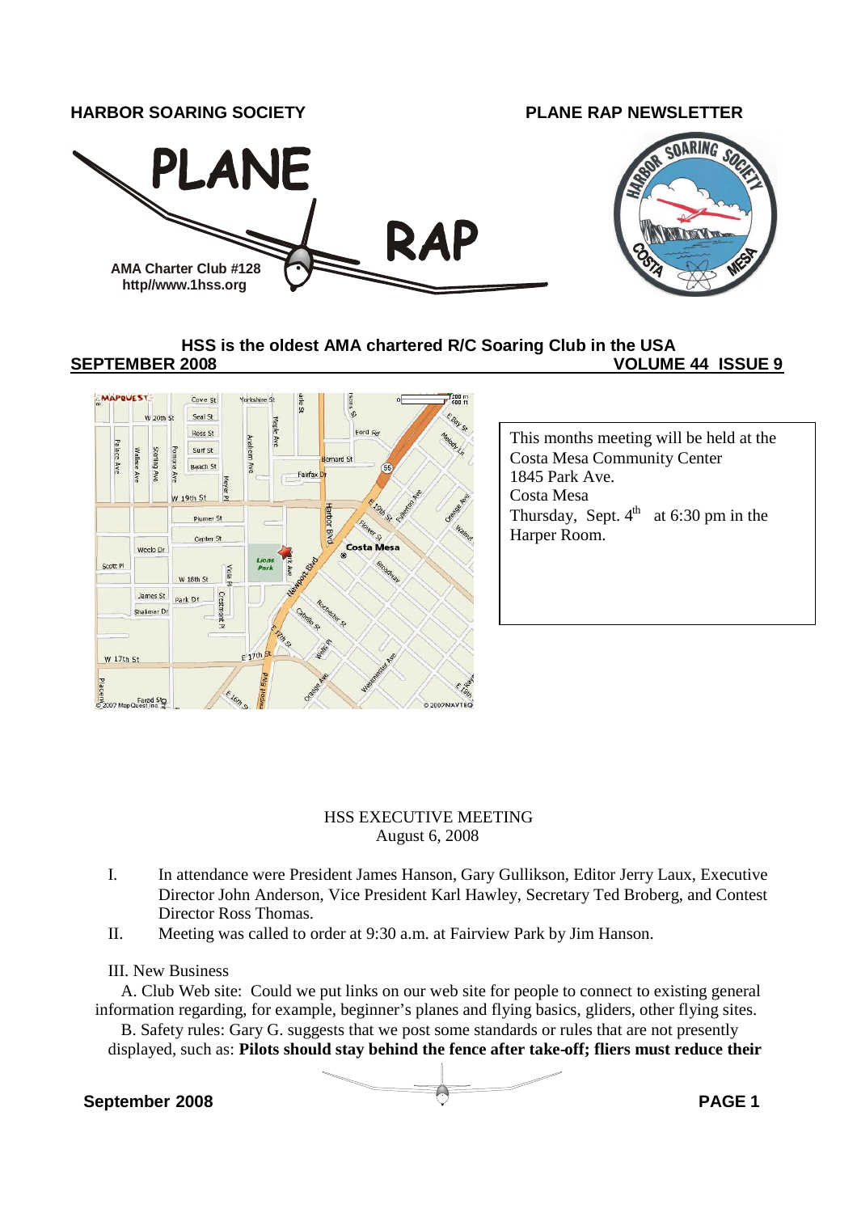**HARBOR SOARING SOCIETY** **PLANE RAP NEWSLETTER**

# PLANE RAP

AMA Charter Club #128
http//www.1hss.org

## HSS is the oldest AMA chartered R/C Soaring Club in the USA

**SEPTEMBER 2008** **VOLUME 44 ISSUE 9**

This months meeting will be held at the Costa Mesa Community Center
1845 Park Ave.
Costa Mesa
Thursday, Sept. 4th at 6:30 pm in the Harper Room.

## HSS EXECUTIVE MEETING
August 6, 2008

I. In attendance were President James Hanson, Gary Gullikson, Editor Jerry Laux, Executive Director John Anderson, Vice President Karl Hawley, Secretary Ted Broberg, and Contest Director Ross Thomas.

II. Meeting was called to order at 9:30 a.m. at Fairview Park by Jim Hanson.

III. New Business

A. Club Web site: Could we put links on our web site for people to connect to existing general information regarding, for example, beginner's planes and flying basics, gliders, other flying sites.

B. Safety rules: Gary G. suggests that we post some standards or rules that are not presently displayed, such as: **Pilots should stay behind the fence after take-off; fliers must reduce their**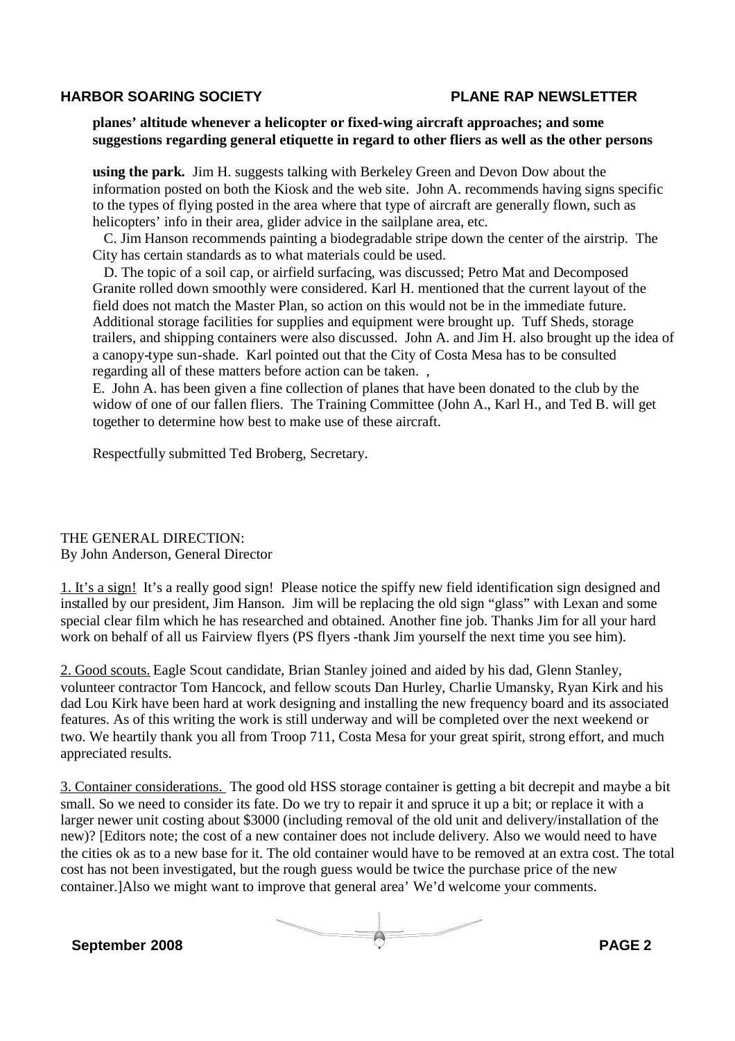**planes' altitude whenever a helicopter or fixed-wing aircraft approaches; and some suggestions regarding general etiquette in regard to other fliers as well as the other persons**

**using the park.** Jim H. suggests talking with Berkeley Green and Devon Dow about the information posted on both the Kiosk and the web site. John A. recommends having signs specific to the types of flying posted in the area where that type of aircraft are generally flown, such as helicopters' info in their area, glider advice in the sailplane area, etc.

C. Jim Hanson recommends painting a biodegradable stripe down the center of the airstrip. The City has certain standards as to what materials could be used.

D. The topic of a soil cap, or airfield surfacing, was discussed; Petro Mat and Decomposed Granite rolled down smoothly were considered. Karl H. mentioned that the current layout of the field does not match the Master Plan, so action on this would not be in the immediate future. Additional storage facilities for supplies and equipment were brought up. Tuff Sheds, storage trailers, and shipping containers were also discussed. John A. and Jim H. also brought up the idea of a canopy-type sun-shade. Karl pointed out that the City of Costa Mesa has to be consulted regarding all of these matters before action can be taken. ,

E. John A. has been given a fine collection of planes that have been donated to the club by the widow of one of our fallen fliers. The Training Committee (John A., Karl H., and Ted B. will get together to determine how best to make use of these aircraft.

Respectfully submitted Ted Broberg, Secretary.

THE GENERAL DIRECTION:
By John Anderson, General Director

<u>1. It's a sign!</u> It's a really good sign! Please notice the spiffy new field identification sign designed and installed by our president, Jim Hanson. Jim will be replacing the old sign "glass" with Lexan and some special clear film which he has researched and obtained. Another fine job. Thanks Jim for all your hard work on behalf of all us Fairview flyers (PS flyers -thank Jim yourself the next time you see him).

<u>2. Good scouts.</u> Eagle Scout candidate, Brian Stanley joined and aided by his dad, Glenn Stanley, volunteer contractor Tom Hancock, and fellow scouts Dan Hurley, Charlie Umansky, Ryan Kirk and his dad Lou Kirk have been hard at work designing and installing the new frequency board and its associated features. As of this writing the work is still underway and will be completed over the next weekend or two. We heartily thank you all from Troop 711, Costa Mesa for your great spirit, strong effort, and much appreciated results.

<u>3. Container considerations.</u> The good old HSS storage container is getting a bit decrepit and maybe a bit small. So we need to consider its fate. Do we try to repair it and spruce it up a bit; or replace it with a larger newer unit costing about $3000 (including removal of the old unit and delivery/installation of the new)? [Editors note; the cost of a new container does not include delivery. Also we would need to have the cities ok as to a new base for it. The old container would have to be removed at an extra cost. The total cost has not been investigated, but the rough guess would be twice the purchase price of the new container.]Also we might want to improve that general area' We'd welcome your comments.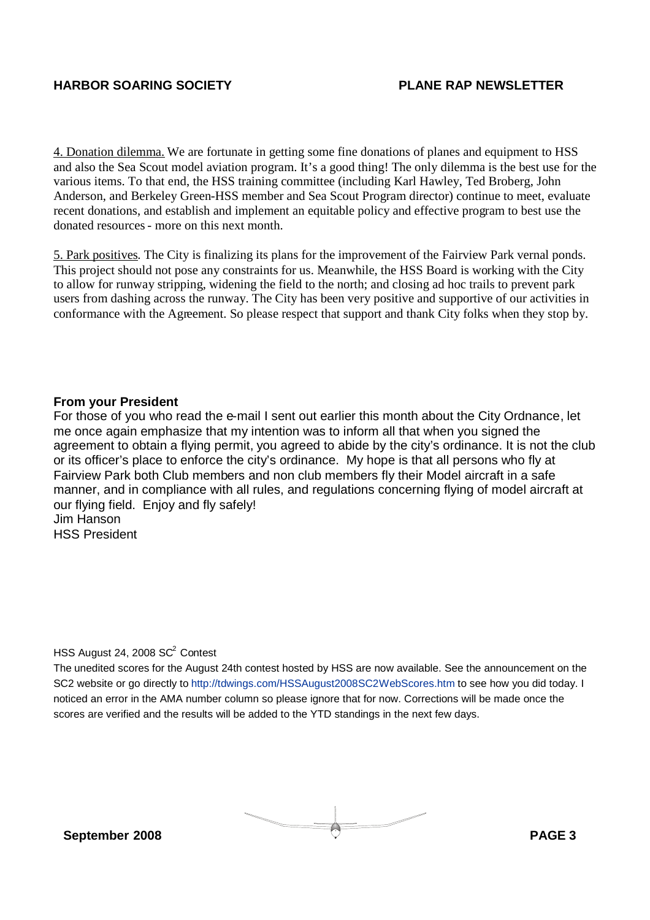4. Donation dilemma. We are fortunate in getting some fine donations of planes and equipment to HSS and also the Sea Scout model aviation program. It's a good thing! The only dilemma is the best use for the various items. To that end, the HSS training committee (including Karl Hawley, Ted Broberg, John Anderson, and Berkeley Green-HSS member and Sea Scout Program director) continue to meet, evaluate recent donations, and establish and implement an equitable policy and effective program to best use the donated resources - more on this next month.

5. Park positives. The City is finalizing its plans for the improvement of the Fairview Park vernal ponds. This project should not pose any constraints for us. Meanwhile, the HSS Board is working with the City to allow for runway stripping, widening the field to the north; and closing ad hoc trails to prevent park users from dashing across the runway. The City has been very positive and supportive of our activities in conformance with the Agreement. So please respect that support and thank City folks when they stop by.

**From your President**

For those of you who read the e-mail I sent out earlier this month about the City Ordnance, let me once again emphasize that my intention was to inform all that when you signed the agreement to obtain a flying permit, you agreed to abide by the city's ordinance. It is not the club or its officer's place to enforce the city's ordinance. My hope is that all persons who fly at Fairview Park both Club members and non club members fly their Model aircraft in a safe manner, and in compliance with all rules, and regulations concerning flying of model aircraft at our flying field. Enjoy and fly safely!

Jim Hanson
HSS President

HSS August 24, 2008 $SC^2$ Contest

The unedited scores for the August 24th contest hosted by HSS are now available. See the announcement on the SC2 website or go directly to http://tdwings.com/HSSAugust2008SC2WebScores.htm to see how you did today. I noticed an error in the AMA number column so please ignore that for now. Corrections will be made once the scores are verified and the results will be added to the YTD standings in the next few days.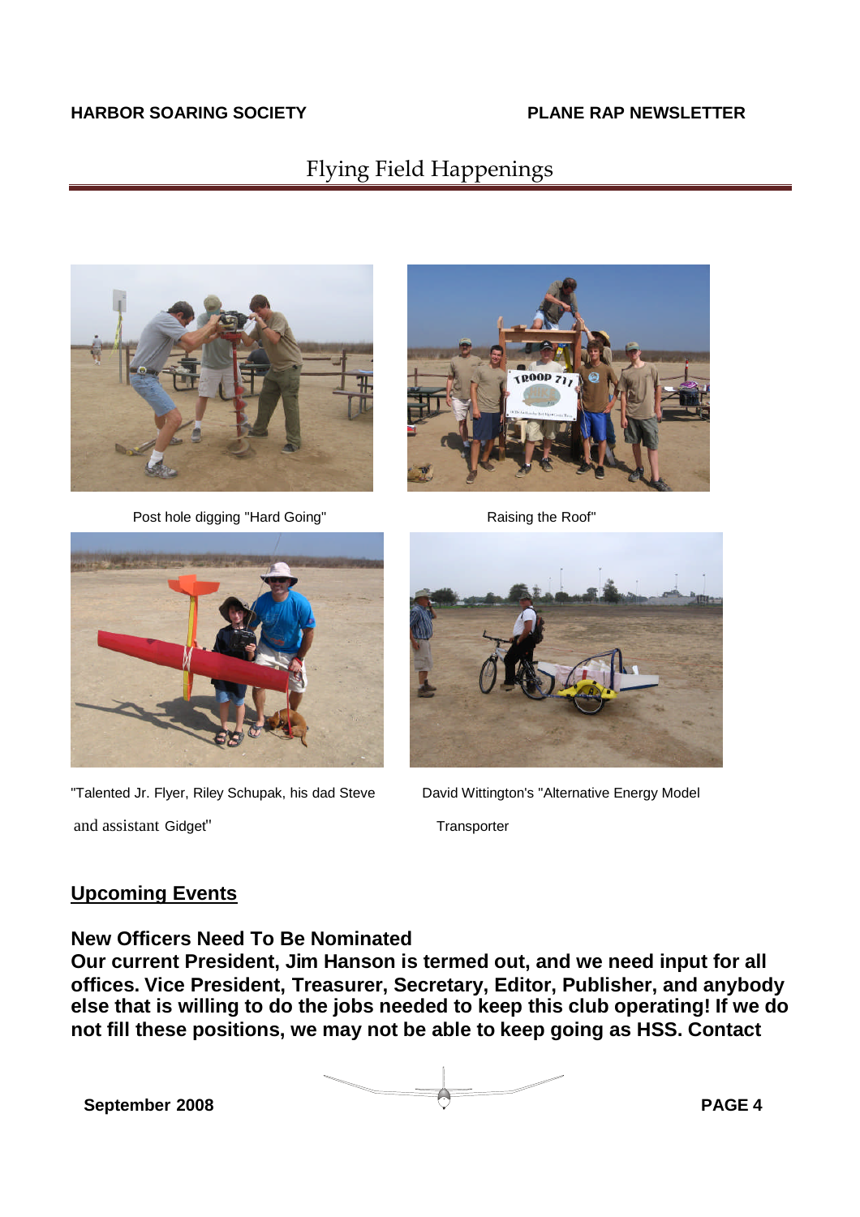# Flying Field Happenings

Post hole digging "Hard Going"

Raising the Roof"

"Talented Jr. Flyer, Riley Schupak, his dad Steve and assistant Gidget"

David Wittington's "Alternative Energy Model Transporter

## Upcoming Events

**New Officers Need To Be Nominated**

**Our current President, Jim Hanson is termed out, and we need input for all offices. Vice President, Treasurer, Secretary, Editor, Publisher, and anybody else that is willing to do the jobs needed to keep this club operating! If we do not fill these positions, we may not be able to keep going as HSS. Contact**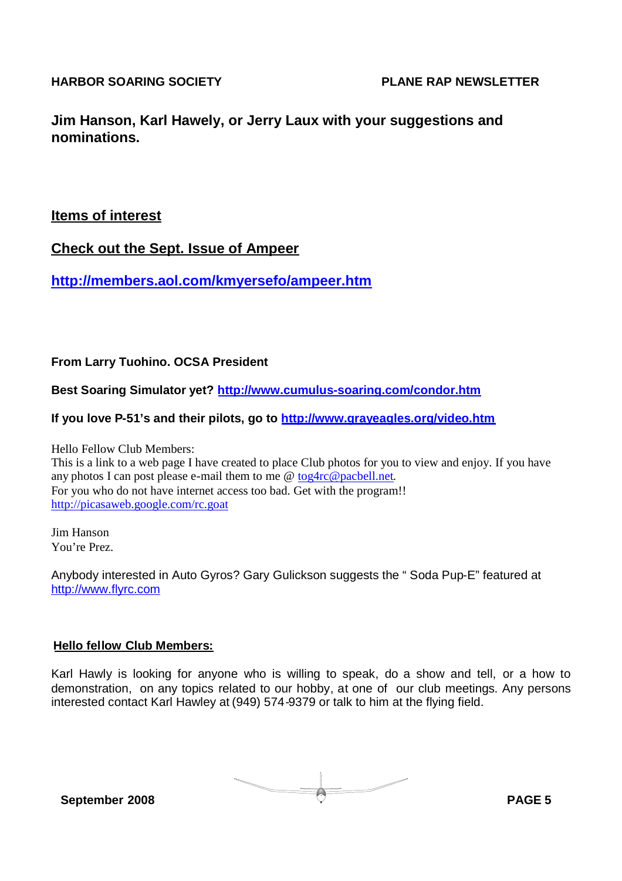**Jim Hanson, Karl Hawely, or Jerry Laux with your suggestions and nominations.**

## Items of interest

## Check out the Sept. Issue of Ampeer

**http://members.aol.com/kmyersefo/ampeer.htm**

**From Larry Tuohino. OCSA President**

**Best Soaring Simulator yet? http://www.cumulus-soaring.com/condor.htm**

**If you love P-51's and their pilots, go to http://www.grayeagles.org/video.htm**

Hello Fellow Club Members:
This is a link to a web page I have created to place Club photos for you to view and enjoy. If you have any photos I can post please e-mail them to me @ tog4rc@pacbell.net.
For you who do not have internet access too bad. Get with the program!!
http://picasaweb.google.com/rc.goat

Jim Hanson
You're Prez.

Anybody interested in Auto Gyros? Gary Gulickson suggests the " Soda Pup-E" featured at http://www.flyrc.com

**Hello fellow Club Members:**

Karl Hawly is looking for anyone who is willing to speak, do a show and tell, or a how to demonstration, on any topics related to our hobby, at one of our club meetings. Any persons interested contact Karl Hawley at (949) 574-9379 or talk to him at the flying field.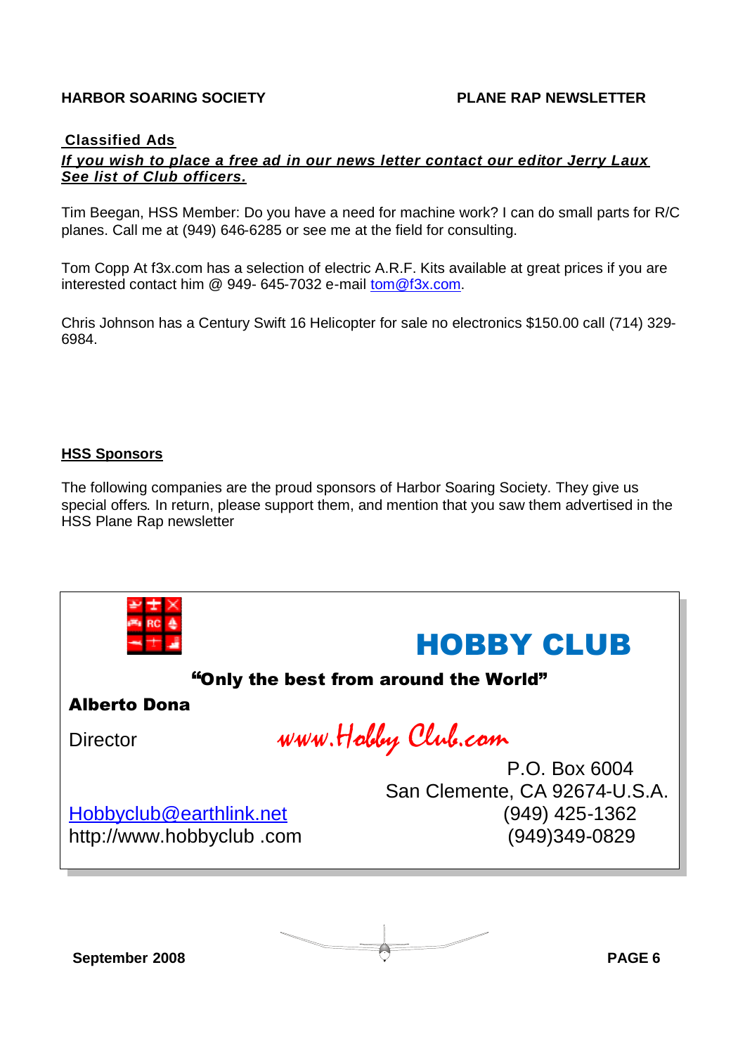## Classified Ads

***If you wish to place a free ad in our news letter contact our editor Jerry Laux See list of Club officers.***

Tim Beegan, HSS Member: Do you have a need for machine work? I can do small parts for R/C planes. Call me at (949) 646-6285 or see me at the field for consulting.

Tom Copp At f3x.com has a selection of electric A.R.F. Kits available at great prices if you are interested contact him @ 949- 645-7032 e-mail tom@f3x.com.

Chris Johnson has a Century Swift 16 Helicopter for sale no electronics $150.00 call (714) 329-6984.

## HSS Sponsors

The following companies are the proud sponsors of Harbor Soaring Society. They give us special offers. In return, please support them, and mention that you saw them advertised in the HSS Plane Rap newsletter

**HOBBY CLUB**

**"Only the best from around the World"**

**Alberto Dona**

Director

www.Hobby Club.com

P.O. Box 6004
San Clemente, CA 92674-U.S.A.

Hobbyclub@earthlink.net
http://www.hobbyclub .com

(949) 425-1362
(949)349-0829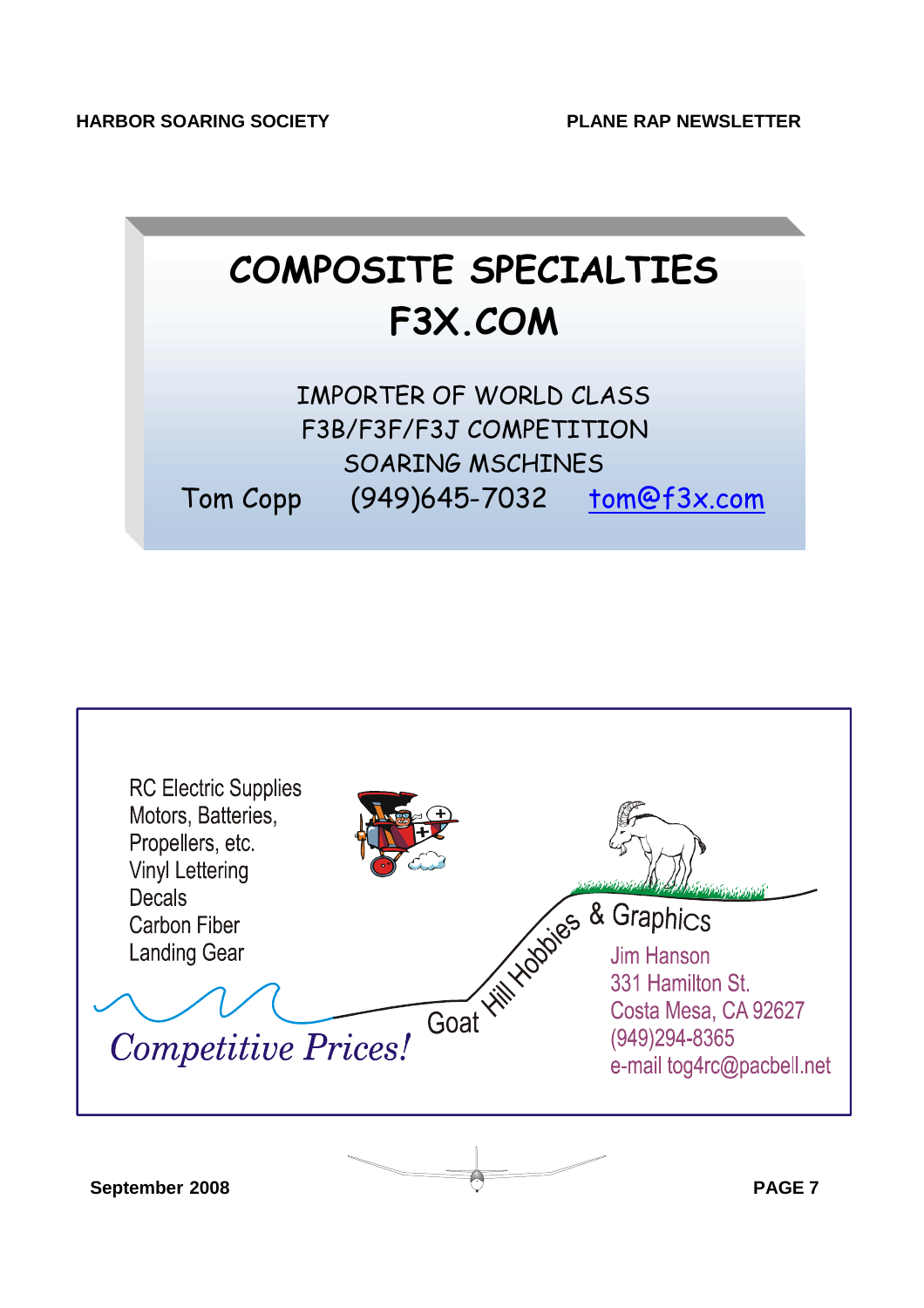# COMPOSITE SPECIALTIES
# F3X.COM

IMPORTER OF WORLD CLASS
F3B/F3F/F3J COMPETITION
SOARING MSCHINES

Tom Copp (949)645-7032 tom@f3x.com

---

RC Electric Supplies
Motors, Batteries,
Propellers, etc.
Vinyl Lettering
Decals
Carbon Fiber
Landing Gear

*Competitive Prices!*

Goat Hill Hobbies & Graphics

Jim Hanson
331 Hamilton St.
Costa Mesa, CA 92627
(949)294-8365
e-mail tog4rc@pacbell.net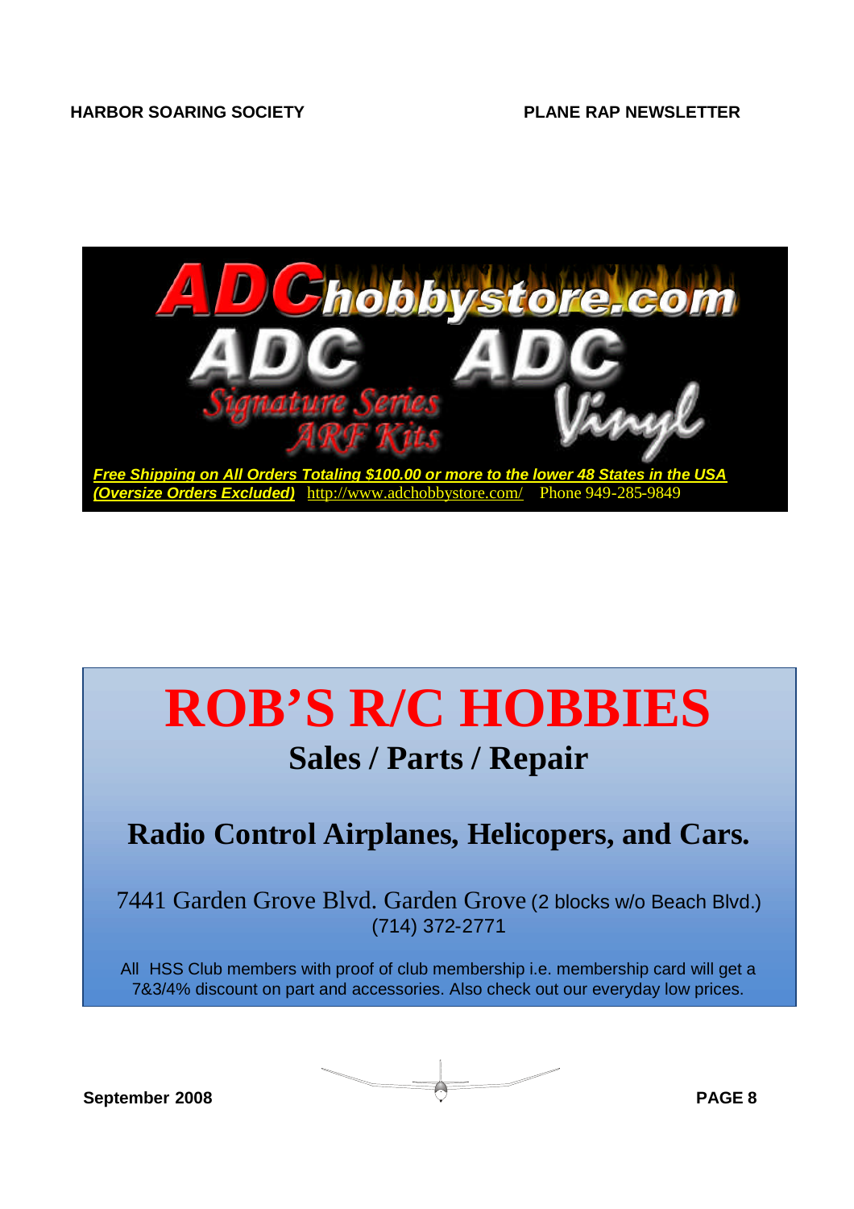ADChobbystore.com

ADC Signature Series ARF Kits

ADC Vinyl

***Free Shipping on All Orders Totaling $100.00 or more to the lower 48 States in the USA (Oversize Orders Excluded)*** http://www.adchobbystore.com/ Phone 949-285-9849

# ROB'S R/C HOBBIES

## Sales / Parts / Repair

## Radio Control Airplanes, Helicopers, and Cars.

7441 Garden Grove Blvd. Garden Grove (2 blocks w/o Beach Blvd.)
(714) 372-2771

All HSS Club members with proof of club membership i.e. membership card will get a 7&3/4% discount on part and accessories. Also check out our everyday low prices.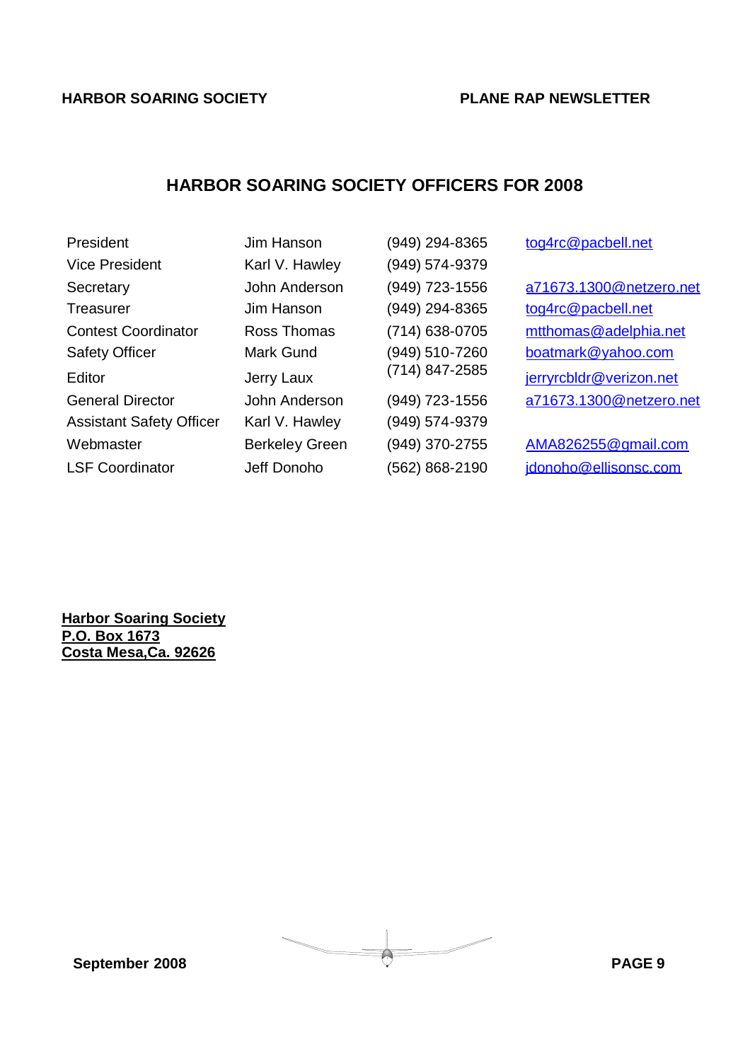## HARBOR SOARING SOCIETY OFFICERS FOR 2008

| | | | |
|---|---|---|---|
| President | Jim Hanson | (949) 294-8365 | tog4rc@pacbell.net |
| Vice President | Karl V. Hawley | (949) 574-9379 | |
| Secretary | John Anderson | (949) 723-1556 | a71673.1300@netzero.net |
| Treasurer | Jim Hanson | (949) 294-8365 | tog4rc@pacbell.net |
| Contest Coordinator | Ross Thomas | (714) 638-0705 | mtthomas@adelphia.net |
| Safety Officer | Mark Gund | (949) 510-7260 | boatmark@yahoo.com |
| Editor | Jerry Laux | (714) 847-2585 | jerryrcbldr@verizon.net |
| General Director | John Anderson | (949) 723-1556 | a71673.1300@netzero.net |
| Assistant Safety Officer | Karl V. Hawley | (949) 574-9379 | |
| Webmaster | Berkeley Green | (949) 370-2755 | AMA826255@gmail.com |
| LSF Coordinator | Jeff Donoho | (562) 868-2190 | jdonoho@ellisonsc.com |

**Harbor Soaring Society**
**P.O. Box 1673**
**Costa Mesa,Ca. 92626**